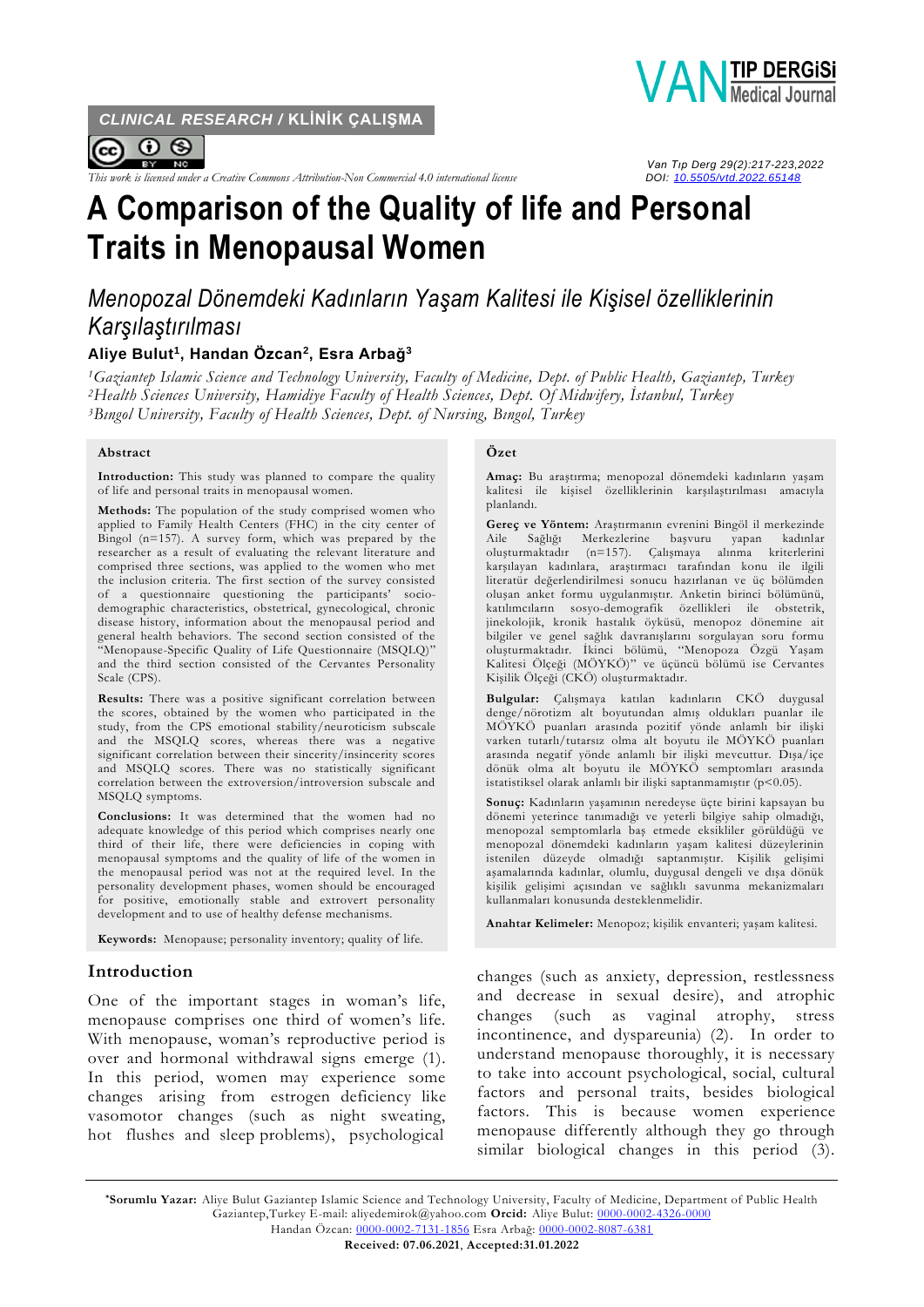CLINICAL RESEARCH / KLİNİK ÇALIŞMA

This work is licensed under a Creative Commons Attribution-Non Commercial 4.0 international license

DOI: 10.5505/vtd.2022.65148

# A Comparison of the Quality of life and Personal Traits in Menopausal Women

## *Menopozal Dönemdeki Kadınların Yaşam Kalitesi ile Kişisel özelliklerinin Karşılaştırılması*

**Aliye Bulut[1], Handan Özcan[2], Esra Arbağ[3]**

*[1]Gaziantep Islamic Science and Technology University, Faculty of Medicine, Dept. of Public Health, Gaziantep, Turkey*
*[2]Health Sciences University, Hamidiye Faculty of Health Sciences, Dept. Of Midwifery, İstanbul, Turkey*
*[3]Bıngol University, Faculty of Health Sciences, Dept. of Nursing, Bıngol, Turkey*

### Abstract

**Introduction:** This study was planned to compare the quality of life and personal traits in menopausal women.

**Methods:** The population of the study comprised women who applied to Family Health Centers (FHC) in the city center of Bingol (n=157). A survey form, which was prepared by the researcher as a result of evaluating the relevant literature and comprised three sections, was applied to the women who met the inclusion criteria. The first section of the survey consisted of a questionnaire questioning the participants' socio-demographic characteristics, obstetrical, gynecological, chronic disease history, information about the menopausal period and general health behaviors. The second section consisted of the "Menopause-Specific Quality of Life Questionnaire (MSQLQ)" and the third section consisted of the Cervantes Personality Scale (CPS).

**Results:** There was a positive significant correlation between the scores, obtained by the women who participated in the study, from the CPS emotional stability/neuroticism subscale and the MSQLQ scores, whereas there was a negative significant correlation between their sincerity/insincerity scores and MSQLQ scores. There was no statistically significant correlation between the extroversion/introversion subscale and MSQLQ symptoms.

**Conclusions:** It was determined that the women had no adequate knowledge of this period which comprises nearly one third of their life, there were deficiencies in coping with menopausal symptoms and the quality of life of the women in the menopausal period was not at the required level. In the personality development phases, women should be encouraged for positive, emotionally stable and extrovert personality development and to use of healthy defense mechanisms.

**Keywords:** Menopause; personality inventory; quality of life.

### Özet

**Amaç:** Bu araştırma; menopozal dönemdeki kadınların yaşam kalitesi ile kişisel özelliklerinin karşılaştırılması amacıyla planlandı.

**Gereç ve Yöntem:** Araştırmanın evrenini Bingöl il merkezinde Aile Sağlığı Merkezlerine başvuru yapan kadınlar oluşturmaktadır (n=157). Çalışmaya alınma kriterlerini karşılayan kadınlara, araştırmacı tarafından konu ile ilgili literatür değerlendirilmesi sonucu hazırlanan ve üç bölümden oluşan anket formu uygulanmıştır. Anketin birinci bölümünü, katılımcıların sosyo-demografik özellikleri ile obstetrik, jinekolojik, kronik hastalık öyküsü, menopoz dönemine ait bilgiler ve genel sağlık davranışlarını sorgulayan soru formu oluşturmaktadır. İkinci bölümü, "Menopoza Özgü Yaşam Kalitesi Ölçeği (MÖYKÖ)" ve üçüncü bölümü ise Cervantes Kişilik Ölçeği (CKÖ) oluşturmaktadır.

**Bulgular:** Çalışmaya katılan kadınların CKÖ duygusal denge/nörotizm alt boyutundan almış oldukları puanlar ile MÖYKÖ puanları arasında pozitif yönde anlamlı bir ilişki varken tutarlı/tutarsız olma alt boyutu ile MÖYKÖ puanları arasında negatif yönde anlamlı bir ilişki mevcuttur. Dışa/içe dönük olma alt boyutu ile MÖYKÖ semptomları arasında istatistiksel olarak anlamlı bir ilişki saptanmamıştır ($p<0.05$).

**Sonuç:** Kadınların yaşamının neredeyse üçte birini kapsayan bu dönemi yeterince tanımadığı ve yeterli bilgiye sahip olmadığı, menopozal semptomlarla baş etmede eksikliler görüldüğü ve menopozal dönemdeki kadınların yaşam kalitesi düzeylerinin istenilen düzeyde olmadığı saptanmıştır. Kişilik gelişimi aşamalarında kadınlar, olumlu, duygusal dengeli ve dışa dönük kişilik gelişimi açısından ve sağlıklı savunma mekanizmaları kullanmaları konusunda desteklenmelidir.

**Anahtar Kelimeler:** Menopoz; kişilik envanteri; yaşam kalitesi.

## Introduction

One of the important stages in woman's life, menopause comprises one third of women's life. With menopause, woman's reproductive period is over and hormonal withdrawal signs emerge (1). In this period, women may experience some changes arising from estrogen deficiency like vasomotor changes (such as night sweating, hot flushes and sleep problems), psychological changes (such as anxiety, depression, restlessness and decrease in sexual desire), and atrophic changes (such as vaginal atrophy, stress incontinence, and dyspareunia) (2). In order to understand menopause thoroughly, it is necessary to take into account psychological, social, cultural factors and personal traits, besides biological factors. This is because women experience menopause differently although they go through similar biological changes in this period (3).

---

**\*Sorumlu Yazar:** Aliye Bulut Gaziantep Islamic Science and Technology University, Faculty of Medicine, Department of Public Health Gaziantep,Turkey E-mail: aliyedemirok@yahoo.com **Orcid:** Aliye Bulut: 0000-0002-4326-0000 Handan Özcan: 0000-0002-7131-1856 Esra Arbağ: 0000-0002-8087-6381

**Received: 07.06.2021, Accepted:31.01.2022**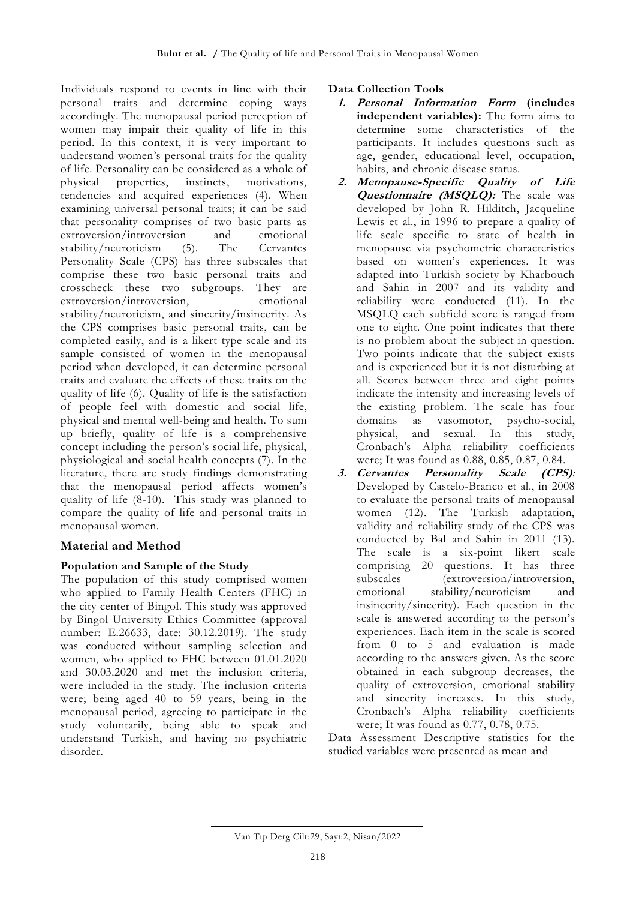Individuals respond to events in line with their personal traits and determine coping ways accordingly. The menopausal period perception of women may impair their quality of life in this period. In this context, it is very important to understand women's personal traits for the quality of life. Personality can be considered as a whole of physical properties, instincts, motivations, tendencies and acquired experiences (4). When examining universal personal traits; it can be said that personality comprises of two basic parts as extroversion/introversion and emotional stability/neuroticism (5). The Cervantes Personality Scale (CPS) has three subscales that comprise these two basic personal traits and crosscheck these two subgroups. They are extroversion/introversion, emotional stability/neuroticism, and sincerity/insincerity. As the CPS comprises basic personal traits, can be completed easily, and is a likert type scale and its sample consisted of women in the menopausal period when developed, it can determine personal traits and evaluate the effects of these traits on the quality of life (6). Quality of life is the satisfaction of people feel with domestic and social life, physical and mental well-being and health. To sum up briefly, quality of life is a comprehensive concept including the person's social life, physical, physiological and social health concepts (7). In the literature, there are study findings demonstrating that the menopausal period affects women's quality of life (8-10). This study was planned to compare the quality of life and personal traits in menopausal women.

## Material and Method

### Population and Sample of the Study

The population of this study comprised women who applied to Family Health Centers (FHC) in the city center of Bingol. This study was approved by Bingol University Ethics Committee (approval number: E.26633, date: 30.12.2019). The study was conducted without sampling selection and women, who applied to FHC between 01.01.2020 and 30.03.2020 and met the inclusion criteria, were included in the study. The inclusion criteria were; being aged 40 to 59 years, being in the menopausal period, agreeing to participate in the study voluntarily, being able to speak and understand Turkish, and having no psychiatric disorder.

### Data Collection Tools

1. ***Personal Information Form*** **(includes independent variables):** The form aims to determine some characteristics of the participants. It includes questions such as age, gender, educational level, occupation, habits, and chronic disease status.
2. ***Menopause-Specific Quality of Life Questionnaire (MSQLQ):*** The scale was developed by John R. Hilditch, Jacqueline Lewis et al., in 1996 to prepare a quality of life scale specific to state of health in menopause via psychometric characteristics based on women's experiences. It was adapted into Turkish society by Kharbouch and Sahin in 2007 and its validity and reliability were conducted (11). In the MSQLQ each subfield score is ranged from one to eight. One point indicates that there is no problem about the subject in question. Two points indicate that the subject exists and is experienced but it is not disturbing at all. Scores between three and eight points indicate the intensity and increasing levels of the existing problem. The scale has four domains as vasomotor, psycho-social, physical, and sexual. In this study, Cronbach's Alpha reliability coefficients were; It was found as 0.88, 0.85, 0.87, 0.84.
3. ***Cervantes Personality Scale (CPS):*** Developed by Castelo-Branco et al., in 2008 to evaluate the personal traits of menopausal women (12). The Turkish adaptation, validity and reliability study of the CPS was conducted by Bal and Sahin in 2011 (13). The scale is a six-point likert scale comprising 20 questions. It has three subscales (extroversion/introversion, emotional stability/neuroticism and insincerity/sincerity). Each question in the scale is answered according to the person's experiences. Each item in the scale is scored from 0 to 5 and evaluation is made according to the answers given. As the score obtained in each subgroup decreases, the quality of extroversion, emotional stability and sincerity increases. In this study, Cronbach's Alpha reliability coefficients were; It was found as 0.77, 0.78, 0.75.

Data Assessment Descriptive statistics for the studied variables were presented as mean and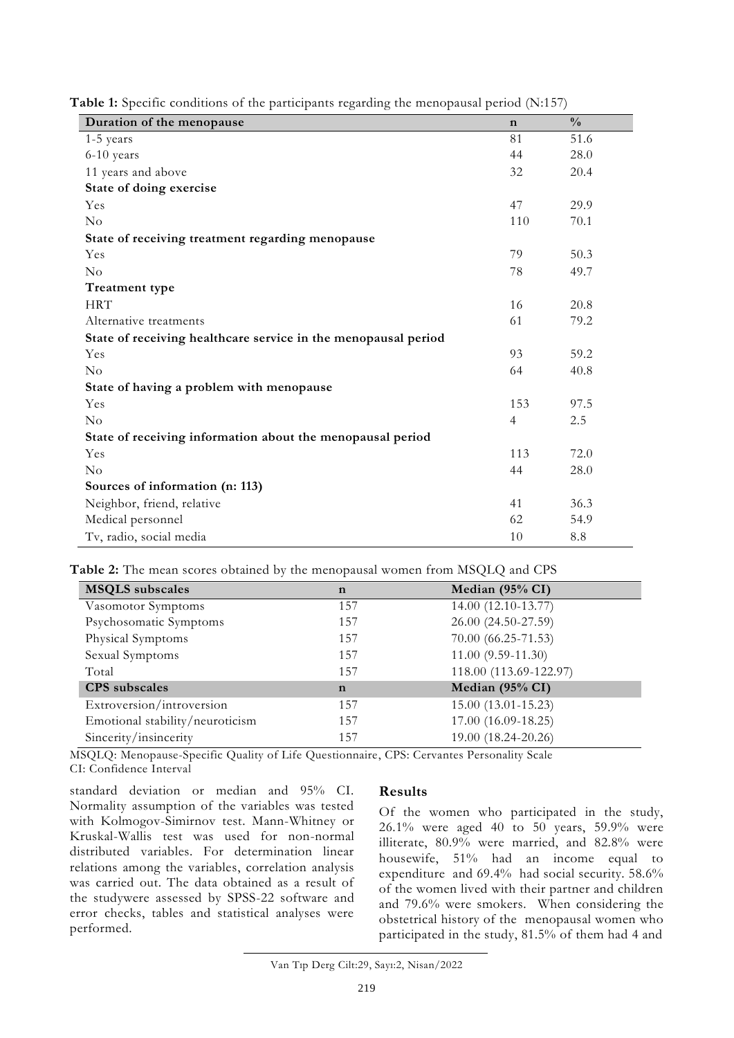**Table 1:** Specific conditions of the participants regarding the menopausal period (N:157)

| Duration of the menopause | n | % |
|---|---|---|
| 1-5 years | 81 | 51.6 |
| 6-10 years | 44 | 28.0 |
| 11 years and above | 32 | 20.4 |
| **State of doing exercise** | | |
| Yes | 47 | 29.9 |
| No | 110 | 70.1 |
| **State of receiving treatment regarding menopause** | | |
| Yes | 79 | 50.3 |
| No | 78 | 49.7 |
| **Treatment type** | | |
| HRT | 16 | 20.8 |
| Alternative treatments | 61 | 79.2 |
| **State of receiving healthcare service in the menopausal period** | | |
| Yes | 93 | 59.2 |
| No | 64 | 40.8 |
| **State of having a problem with menopause** | | |
| Yes | 153 | 97.5 |
| No | 4 | 2.5 |
| **State of receiving information about the menopausal period** | | |
| Yes | 113 | 72.0 |
| No | 44 | 28.0 |
| **Sources of information (n: 113)** | | |
| Neighbor, friend, relative | 41 | 36.3 |
| Medical personnel | 62 | 54.9 |
| Tv, radio, social media | 10 | 8.8 |

**Table 2:** The mean scores obtained by the menopausal women from MSQLQ and CPS

| MSQLS subscales | n | Median (95% CI) |
|---|---|---|
| Vasomotor Symptoms | 157 | 14.00 (12.10-13.77) |
| Psychosomatic Symptoms | 157 | 26.00 (24.50-27.59) |
| Physical Symptoms | 157 | 70.00 (66.25-71.53) |
| Sexual Symptoms | 157 | 11.00 (9.59-11.30) |
| Total | 157 | 118.00 (113.69-122.97) |
| **CPS subscales** | **n** | **Median (95% CI)** |
| Extroversion/introversion | 157 | 15.00 (13.01-15.23) |
| Emotional stability/neuroticism | 157 | 17.00 (16.09-18.25) |
| Sincerity/insincerity | 157 | 19.00 (18.24-20.26) |

MSQLQ: Menopause-Specific Quality of Life Questionnaire, CPS: Cervantes Personality Scale
CI: Confidence Interval

standard deviation or median and 95% CI. Normality assumption of the variables was tested with Kolmogov-Simirnov test. Mann-Whitney or Kruskal-Wallis test was used for non-normal distributed variables. For determination linear relations among the variables, correlation analysis was carried out. The data obtained as a result of the studywere assessed by SPSS-22 software and error checks, tables and statistical analyses were performed.

## Results

Of the women who participated in the study, 26.1% were aged 40 to 50 years, 59.9% were illiterate, 80.9% were married, and 82.8% were housewife, 51% had an income equal to expenditure and 69.4% had social security. 58.6% of the women lived with their partner and children and 79.6% were smokers. When considering the obstetrical history of the menopausal women who participated in the study, 81.5% of them had 4 and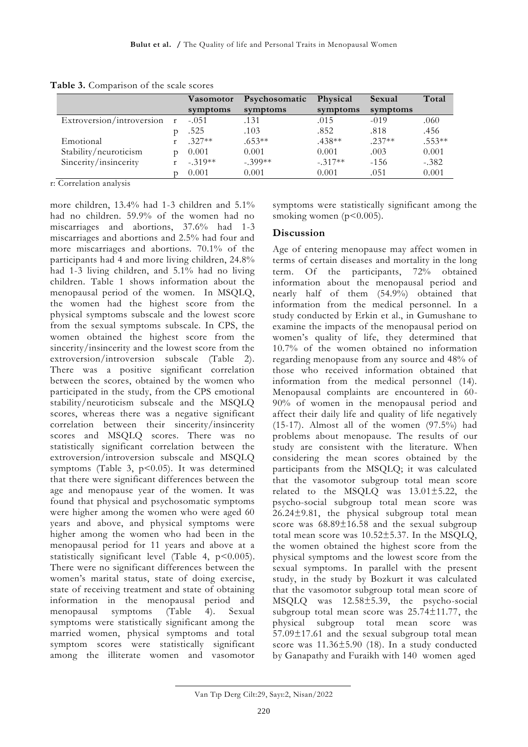**Table 3.** Comparison of the scale scores

| | | Vasomotor symptoms | Psychosomatic symptoms | Physical symptoms | Sexual symptoms | Total |
|---|---|---|---|---|---|---|
| Extroversion/introversion | r | -.051 | .131 | .015 | -019 | .060 |
| | p | .525 | .103 | .852 | .818 | .456 |
| Emotional | r | .327** | .653** | .438** | .237** | .553** |
| Stability/neuroticism | p | 0.001 | 0.001 | 0.001 | .003 | 0.001 |
| Sincerity/insincerity | r | -.319** | -.399** | -.317** | -156 | -.382 |
| | p | 0.001 | 0.001 | 0.001 | .051 | 0.001 |

r: Correlation analysis

more children, 13.4% had 1-3 children and 5.1% had no children. 59.9% of the women had no miscarriages and abortions, 37.6% had 1-3 miscarriages and abortions and 2.5% had four and more miscarriages and abortions. 70.1% of the participants had 4 and more living children, 24.8% had 1-3 living children, and 5.1% had no living children. Table 1 shows information about the menopausal period of the women. In MSQLQ, the women had the highest score from the physical symptoms subscale and the lowest score from the sexual symptoms subscale. In CPS, the women obtained the highest score from the sincerity/insincerity and the lowest score from the extroversion/introversion subscale (Table 2). There was a positive significant correlation between the scores, obtained by the women who participated in the study, from the CPS emotional stability/neuroticism subscale and the MSQLQ scores, whereas there was a negative significant correlation between their sincerity/insincerity scores and MSQLQ scores. There was no statistically significant correlation between the extroversion/introversion subscale and MSQLQ symptoms (Table 3, $p<0.05$). It was determined that there were significant differences between the age and menopause year of the women. It was found that physical and psychosomatic symptoms were higher among the women who were aged 60 years and above, and physical symptoms were higher among the women who had been in the menopausal period for 11 years and above at a statistically significant level (Table 4, $p<0.005$). There were no significant differences between the women's marital status, state of doing exercise, state of receiving treatment and state of obtaining information in the menopausal period and menopausal symptoms (Table 4). Sexual symptoms were statistically significant among the married women, physical symptoms and total symptom scores were statistically significant among the illiterate women and vasomotor symptoms were statistically significant among the smoking women ($p<0.005$).

## Discussion

Age of entering menopause may affect women in terms of certain diseases and mortality in the long term. Of the participants, 72% obtained information about the menopausal period and nearly half of them (54.9%) obtained that information from the medical personnel. In a study conducted by Erkin et al., in Gumushane to examine the impacts of the menopausal period on women's quality of life, they determined that 10.7% of the women obtained no information regarding menopause from any source and 48% of those who received information obtained that information from the medical personnel (14). Menopausal complaints are encountered in 60-90% of women in the menopausal period and affect their daily life and quality of life negatively (15-17). Almost all of the women (97.5%) had problems about menopause. The results of our study are consistent with the literature. When considering the mean scores obtained by the participants from the MSQLQ; it was calculated that the vasomotor subgroup total mean score related to the MSQLQ was 13.01±5.22, the psycho-social subgroup total mean score was 26.24±9.81, the physical subgroup total mean score was 68.89±16.58 and the sexual subgroup total mean score was 10.52±5.37. In the MSQLQ, the women obtained the highest score from the physical symptoms and the lowest score from the sexual symptoms. In parallel with the present study, in the study by Bozkurt it was calculated that the vasomotor subgroup total mean score of MSQLQ was 12.58±5.39, the psycho-social subgroup total mean score was 25.74±11.77, the physical subgroup total mean score was 57.09±17.61 and the sexual subgroup total mean score was 11.36±5.90 (18). In a study conducted by Ganapathy and Furaikh with 140 women aged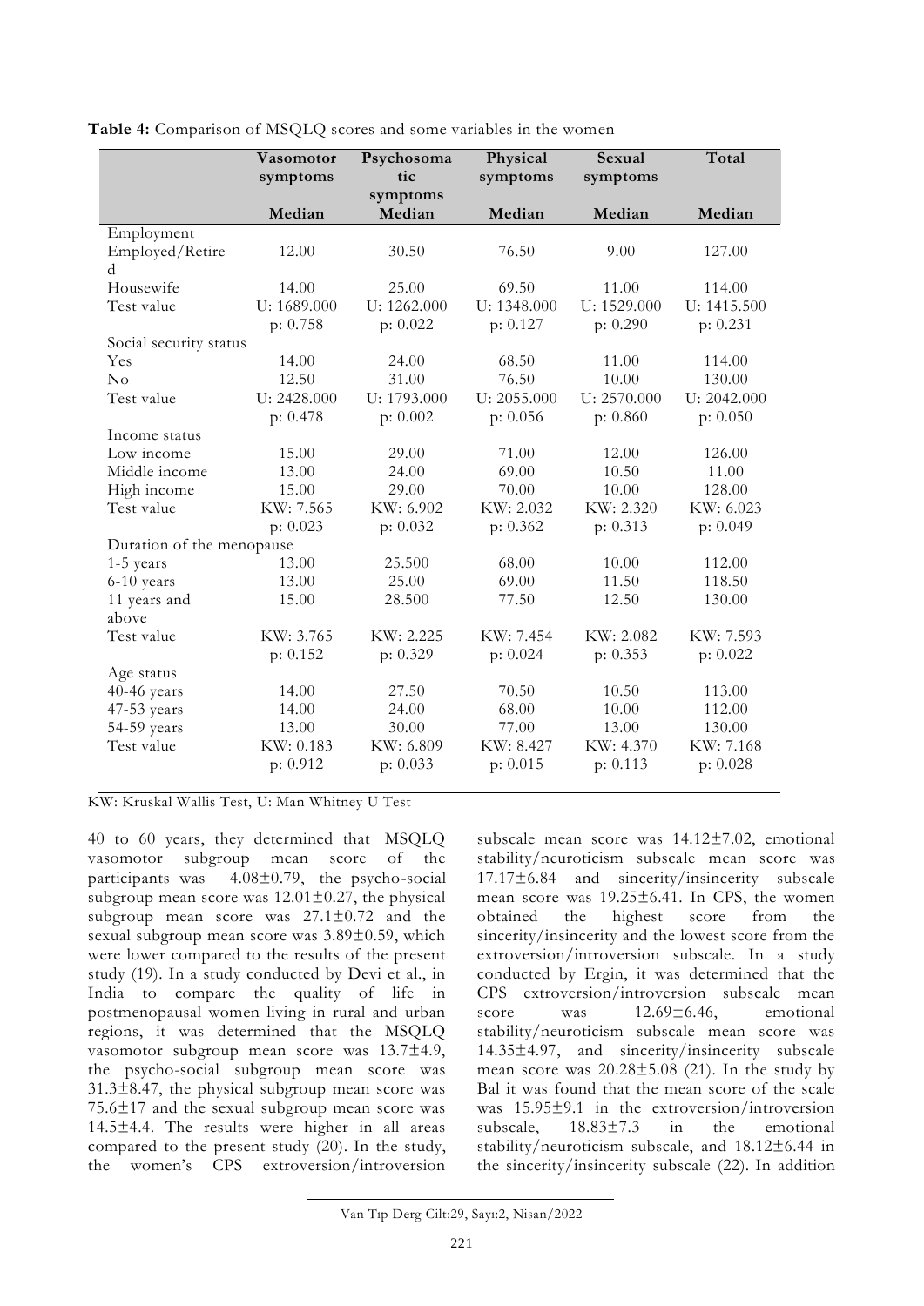**Table 4:** Comparison of MSQLQ scores and some variables in the women

| | Vasomotor symptoms | Psychosomatic symptoms | Physical symptoms | Sexual symptoms | Total |
|---|---|---|---|---|---|
| | Median | Median | Median | Median | Median |
| Employment | | | | | |
| Employed/Retired | 12.00 | 30.50 | 76.50 | 9.00 | 127.00 |
| Housewife | 14.00 | 25.00 | 69.50 | 11.00 | 114.00 |
| Test value | U: 1689.000<br>p: 0.758 | U: 1262.000<br>p: 0.022 | U: 1348.000<br>p: 0.127 | U: 1529.000<br>p: 0.290 | U: 1415.500<br>p: 0.231 |
| Social security status | | | | | |
| Yes | 14.00 | 24.00 | 68.50 | 11.00 | 114.00 |
| No | 12.50 | 31.00 | 76.50 | 10.00 | 130.00 |
| Test value | U: 2428.000<br>p: 0.478 | U: 1793.000<br>p: 0.002 | U: 2055.000<br>p: 0.056 | U: 2570.000<br>p: 0.860 | U: 2042.000<br>p: 0.050 |
| Income status | | | | | |
| Low income | 15.00 | 29.00 | 71.00 | 12.00 | 126.00 |
| Middle income | 13.00 | 24.00 | 69.00 | 10.50 | 11.00 |
| High income | 15.00 | 29.00 | 70.00 | 10.00 | 128.00 |
| Test value | KW: 7.565<br>p: 0.023 | KW: 6.902<br>p: 0.032 | KW: 2.032<br>p: 0.362 | KW: 2.320<br>p: 0.313 | KW: 6.023<br>p: 0.049 |
| Duration of the menopause | | | | | |
| 1-5 years | 13.00 | 25.500 | 68.00 | 10.00 | 112.00 |
| 6-10 years | 13.00 | 25.00 | 69.00 | 11.50 | 118.50 |
| 11 years and above | 15.00 | 28.500 | 77.50 | 12.50 | 130.00 |
| Test value | KW: 3.765<br>p: 0.152 | KW: 2.225<br>p: 0.329 | KW: 7.454<br>p: 0.024 | KW: 2.082<br>p: 0.353 | KW: 7.593<br>p: 0.022 |
| Age status | | | | | |
| 40-46 years | 14.00 | 27.50 | 70.50 | 10.50 | 113.00 |
| 47-53 years | 14.00 | 24.00 | 68.00 | 10.00 | 112.00 |
| 54-59 years | 13.00 | 30.00 | 77.00 | 13.00 | 130.00 |
| Test value | KW: 0.183<br>p: 0.912 | KW: 6.809<br>p: 0.033 | KW: 8.427<br>p: 0.015 | KW: 4.370<br>p: 0.113 | KW: 7.168<br>p: 0.028 |

KW: Kruskal Wallis Test, U: Man Whitney U Test

40 to 60 years, they determined that MSQLQ vasomotor subgroup mean score of the participants was 4.08±0.79, the psycho-social subgroup mean score was 12.01±0.27, the physical subgroup mean score was 27.1±0.72 and the sexual subgroup mean score was 3.89±0.59, which were lower compared to the results of the present study (19). In a study conducted by Devi et al., in India to compare the quality of life in postmenopausal women living in rural and urban regions, it was determined that the MSQLQ vasomotor subgroup mean score was 13.7±4.9, the psycho-social subgroup mean score was 31.3±8.47, the physical subgroup mean score was 75.6±17 and the sexual subgroup mean score was 14.5±4.4. The results were higher in all areas compared to the present study (20). In the study, the women's CPS extroversion/introversion subscale mean score was 14.12±7.02, emotional stability/neuroticism subscale mean score was 17.17±6.84 and sincerity/insincerity subscale mean score was 19.25±6.41. In CPS, the women obtained the highest score from the sincerity/insincerity and the lowest score from the extroversion/introversion subscale. In a study conducted by Ergin, it was determined that the CPS extroversion/introversion subscale mean score was 12.69±6.46, emotional stability/neuroticism subscale mean score was 14.35±4.97, and sincerity/insincerity subscale mean score was 20.28±5.08 (21). In the study by Bal it was found that the mean score of the scale was 15.95±9.1 in the extroversion/introversion subscale, 18.83±7.3 in the emotional stability/neuroticism subscale, and 18.12±6.44 in the sincerity/insincerity subscale (22). In addition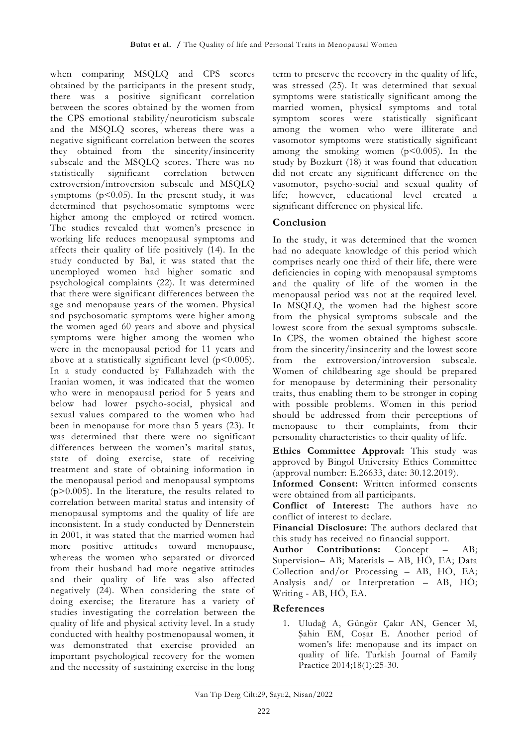when comparing MSQLQ and CPS scores obtained by the participants in the present study, there was a positive significant correlation between the scores obtained by the women from the CPS emotional stability/neuroticism subscale and the MSQLQ scores, whereas there was a negative significant correlation between the scores they obtained from the sincerity/insincerity subscale and the MSQLQ scores. There was no statistically significant correlation between extroversion/introversion subscale and MSQLQ symptoms ($p<0.05$). In the present study, it was determined that psychosomatic symptoms were higher among the employed or retired women. The studies revealed that women's presence in working life reduces menopausal symptoms and affects their quality of life positively (14). In the study conducted by Bal, it was stated that the unemployed women had higher somatic and psychological complaints (22). It was determined that there were significant differences between the age and menopause years of the women. Physical and psychosomatic symptoms were higher among the women aged 60 years and above and physical symptoms were higher among the women who were in the menopausal period for 11 years and above at a statistically significant level ($p<0.005$). In a study conducted by Fallahzadeh with the Iranian women, it was indicated that the women who were in menopausal period for 5 years and below had lower psycho-social, physical and sexual values compared to the women who had been in menopause for more than 5 years (23). It was determined that there were no significant differences between the women's marital status, state of doing exercise, state of receiving treatment and state of obtaining information in the menopausal period and menopausal symptoms ($p>0.005$). In the literature, the results related to correlation between marital status and intensity of menopausal symptoms and the quality of life are inconsistent. In a study conducted by Dennerstein in 2001, it was stated that the married women had more positive attitudes toward menopause, whereas the women who separated or divorced from their husband had more negative attitudes and their quality of life was also affected negatively (24). When considering the state of doing exercise; the literature has a variety of studies investigating the correlation between the quality of life and physical activity level. In a study conducted with healthy postmenopausal women, it was demonstrated that exercise provided an important psychological recovery for the women and the necessity of sustaining exercise in the long term to preserve the recovery in the quality of life, was stressed (25). It was determined that sexual symptoms were statistically significant among the married women, physical symptoms and total symptom scores were statistically significant among the women who were illiterate and vasomotor symptoms were statistically significant among the smoking women ($p<0.005$). In the study by Bozkurt (18) it was found that education did not create any significant difference on the vasomotor, psycho-social and sexual quality of life; however, educational level created a significant difference on physical life.

## Conclusion

In the study, it was determined that the women had no adequate knowledge of this period which comprises nearly one third of their life, there were deficiencies in coping with menopausal symptoms and the quality of life of the women in the menopausal period was not at the required level. In MSQLQ, the women had the highest score from the physical symptoms subscale and the lowest score from the sexual symptoms subscale. In CPS, the women obtained the highest score from the sincerity/insincerity and the lowest score from the extroversion/introversion subscale. Women of childbearing age should be prepared for menopause by determining their personality traits, thus enabling them to be stronger in coping with possible problems. Women in this period should be addressed from their perceptions of menopause to their complaints, from their personality characteristics to their quality of life.

**Ethics Committee Approval:** This study was approved by Bingol University Ethics Committee (approval number: E.26633, date: 30.12.2019).

**Informed Consent:** Written informed consents were obtained from all participants.

**Conflict of Interest:** The authors have no conflict of interest to declare.

**Financial Disclosure:** The authors declared that this study has received no financial support.

**Author Contributions:** Concept – AB; Supervision– AB; Materials – AB, HÖ, EA; Data Collection and/or Processing – AB, HÖ, EA; Analysis and/ or Interpretation – AB, HÖ; Writing - AB, HÖ, EA.

## References

1. Uludağ A, Güngör Çakır AN, Gencer M, Şahin EM, Coşar E. Another period of women's life: menopause and its impact on quality of life. Turkish Journal of Family Practice 2014;18(1):25-30.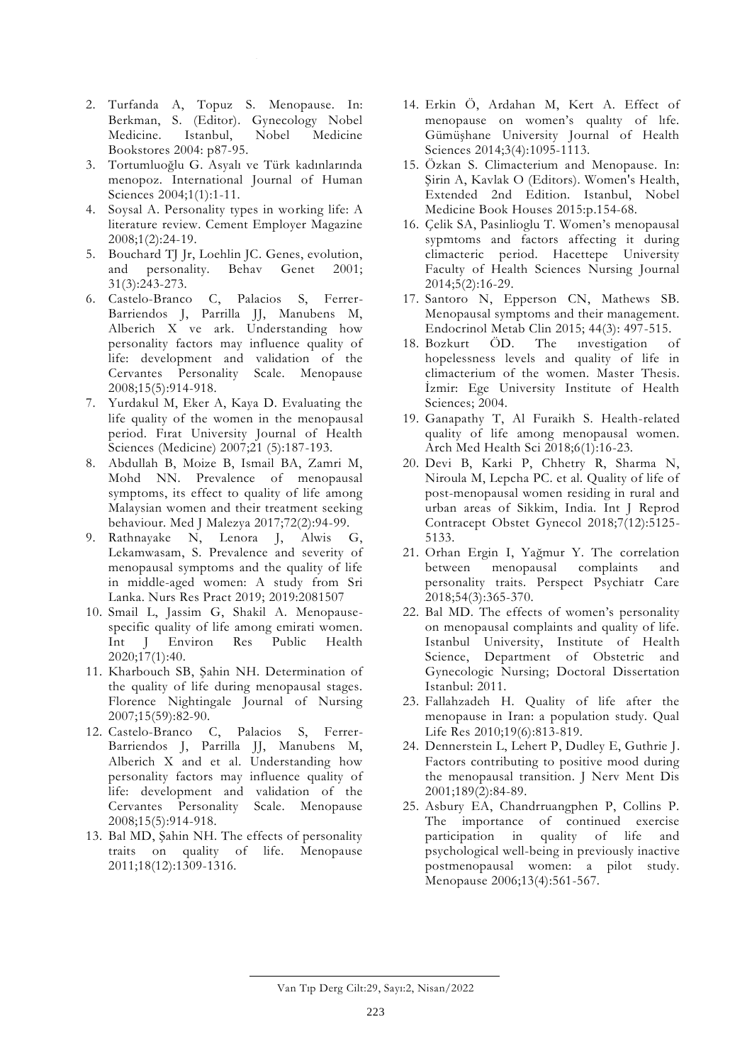2. Turfanda A, Topuz S. Menopause. In: Berkman, S. (Editor). Gynecology Nobel Medicine. Istanbul, Nobel Medicine Bookstores 2004: p87-95.
3. Tortumluoğlu G. Asyalı ve Türk kadınlarında menopoz. International Journal of Human Sciences 2004;1(1):1-11.
4. Soysal A. Personality types in working life: A literature review. Cement Employer Magazine 2008;1(2):24-19.
5. Bouchard TJ Jr, Loehlin JC. Genes, evolution, and personality. Behav Genet 2001; 31(3):243-273.
6. Castelo-Branco C, Palacios S, Ferrer-Barriendos J, Parrilla JJ, Manubens M, Alberich X ve ark. Understanding how personality factors may influence quality of life: development and validation of the Cervantes Personality Scale. Menopause 2008;15(5):914-918.
7. Yurdakul M, Eker A, Kaya D. Evaluating the life quality of the women in the menopausal period. Fırat University Journal of Health Sciences (Medicine) 2007;21 (5):187-193.
8. Abdullah B, Moize B, Ismail BA, Zamri M, Mohd NN. Prevalence of menopausal symptoms, its effect to quality of life among Malaysian women and their treatment seeking behaviour. Med J Malezya 2017;72(2):94-99.
9. Rathnayake N, Lenora J, Alwis G, Lekamwasam, S. Prevalence and severity of menopausal symptoms and the quality of life in middle-aged women: A study from Sri Lanka. Nurs Res Pract 2019; 2019:2081507
10. Smail L, Jassim G, Shakil A. Menopause-specific quality of life among emirati women. Int J Environ Res Public Health 2020;17(1):40.
11. Kharbouch SB, Şahin NH. Determination of the quality of life during menopausal stages. Florence Nightingale Journal of Nursing 2007;15(59):82-90.
12. Castelo-Branco C, Palacios S, Ferrer-Barriendos J, Parrilla JJ, Manubens M, Alberich X and et al. Understanding how personality factors may influence quality of life: development and validation of the Cervantes Personality Scale. Menopause 2008;15(5):914-918.
13. Bal MD, Şahin NH. The effects of personality traits on quality of life. Menopause 2011;18(12):1309-1316.
14. Erkin Ö, Ardahan M, Kert A. Effect of menopause on women's qualıty of lıfe. Gümüşhane University Journal of Health Sciences 2014;3(4):1095-1113.
15. Özkan S. Climacterium and Menopause. In: Şirin A, Kavlak O (Editors). Women's Health, Extended 2nd Edition. Istanbul, Nobel Medicine Book Houses 2015:p.154-68.
16. Çelik SA, Pasinlioglu T. Women's menopausal sypmtoms and factors affecting it during climacteric period. Hacettepe University Faculty of Health Sciences Nursing Journal 2014;5(2):16-29.
17. Santoro N, Epperson CN, Mathews SB. Menopausal symptoms and their management. Endocrinol Metab Clin 2015; 44(3): 497-515.
18. Bozkurt ÖD. The ınvestigation of hopelessness levels and quality of life in climacterium of the women. Master Thesis. İzmir: Ege University Institute of Health Sciences; 2004.
19. Ganapathy T, Al Furaikh S. Health-related quality of life among menopausal women. Arch Med Health Sci 2018;6(1):16-23.
20. Devi B, Karki P, Chhetry R, Sharma N, Niroula M, Lepcha PC. et al. Quality of life of post-menopausal women residing in rural and urban areas of Sikkim, India. Int J Reprod Contracept Obstet Gynecol 2018;7(12):5125-5133.
21. Orhan Ergin I, Yağmur Y. The correlation between menopausal complaints and personality traits. Perspect Psychiatr Care 2018;54(3):365-370.
22. Bal MD. The effects of women's personality on menopausal complaints and quality of life. Istanbul University, Institute of Health Science, Department of Obstetric and Gynecologic Nursing; Doctoral Dissertation Istanbul: 2011.
23. Fallahzadeh H. Quality of life after the menopause in Iran: a population study. Qual Life Res 2010;19(6):813-819.
24. Dennerstein L, Lehert P, Dudley E, Guthrie J. Factors contributing to positive mood during the menopausal transition. J Nerv Ment Dis 2001;189(2):84-89.
25. Asbury EA, Chandrruangphen P, Collins P. The importance of continued exercise participation in quality of life and psychological well-being in previously inactive postmenopausal women: a pilot study. Menopause 2006;13(4):561-567.